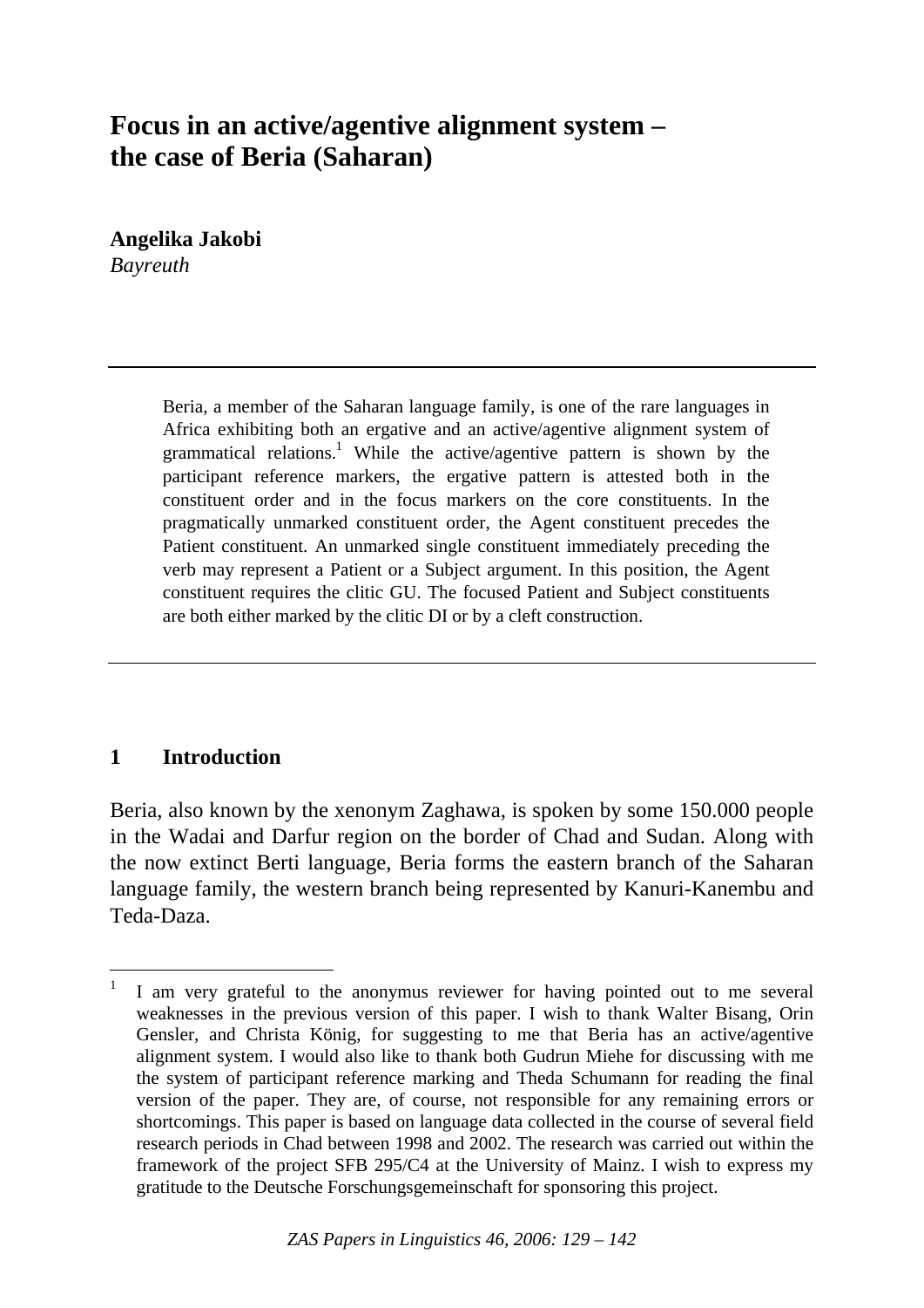# Focus in an active/agentive alignment system – the case of Beria (Saharan)

**Angelika Jakobi**
*Bayreuth*

---

> Beria, a member of the Saharan language family, is one of the rare languages in Africa exhibiting both an ergative and an active/agentive alignment system of grammatical relations.[1] While the active/agentive pattern is shown by the participant reference markers, the ergative pattern is attested both in the constituent order and in the focus markers on the core constituents. In the pragmatically unmarked constituent order, the Agent constituent precedes the Patient constituent. An unmarked single constituent immediately preceding the verb may represent a Patient or a Subject argument. In this position, the Agent constituent requires the clitic GU. The focused Patient and Subject constituents are both either marked by the clitic DI or by a cleft construction.

---

## 1 Introduction

Beria, also known by the xenonym Zaghawa, is spoken by some 150.000 people in the Wadai and Darfur region on the border of Chad and Sudan. Along with the now extinct Berti language, Beria forms the eastern branch of the Saharan language family, the western branch being represented by Kanuri-Kanembu and Teda-Daza.

---

[1] I am very grateful to the anonymus reviewer for having pointed out to me several weaknesses in the previous version of this paper. I wish to thank Walter Bisang, Orin Gensler, and Christa König, for suggesting to me that Beria has an active/agentive alignment system. I would also like to thank both Gudrun Miehe for discussing with me the system of participant reference marking and Theda Schumann for reading the final version of the paper. They are, of course, not responsible for any remaining errors or shortcomings. This paper is based on language data collected in the course of several field research periods in Chad between 1998 and 2002. The research was carried out within the framework of the project SFB 295/C4 at the University of Mainz. I wish to express my gratitude to the Deutsche Forschungsgemeinschaft for sponsoring this project.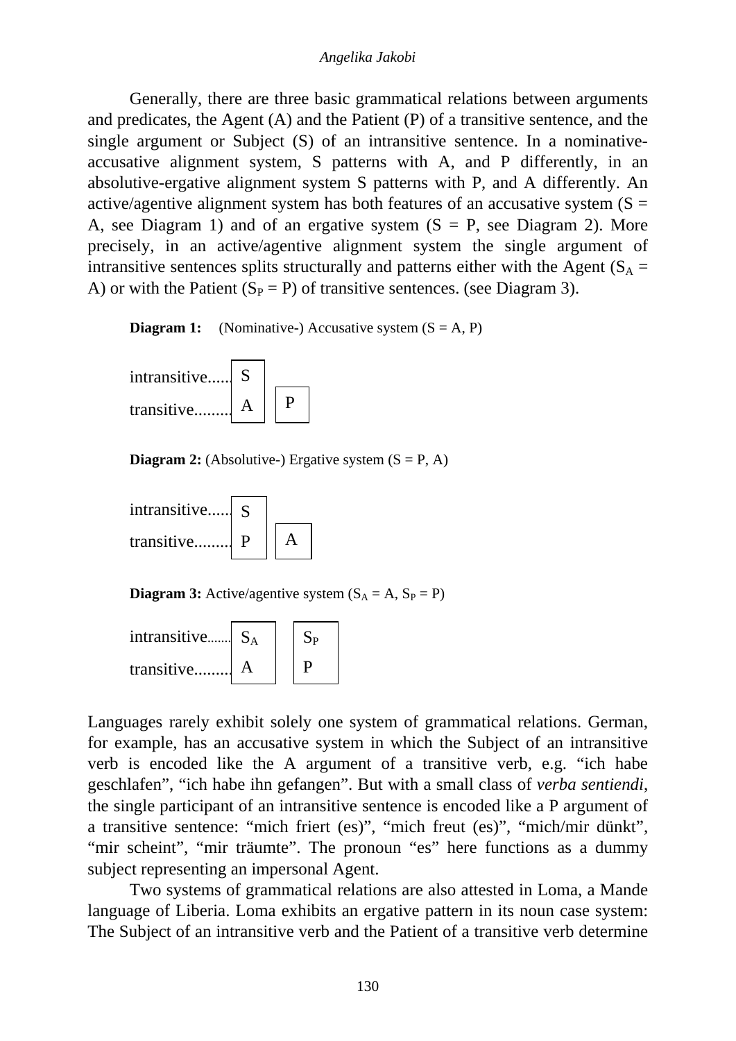Generally, there are three basic grammatical relations between arguments and predicates, the Agent (A) and the Patient (P) of a transitive sentence, and the single argument or Subject (S) of an intransitive sentence. In a nominative-accusative alignment system, S patterns with A, and P differently, in an absolutive-ergative alignment system S patterns with P, and A differently. An active/agentive alignment system has both features of an accusative system (S = A, see Diagram 1) and of an ergative system (S = P, see Diagram 2). More precisely, in an active/agentive alignment system the single argument of intransitive sentences splits structurally and patterns either with the Agent ($S_A$ = A) or with the Patient ($S_P$ = P) of transitive sentences. (see Diagram 3).

**Diagram 1:** (Nominative-) Accusative system (S = A, P)

| | | |
|---|---|---|
| intransitive...... | S | |
| transitive......... | A | P |

**Diagram 2:** (Absolutive-) Ergative system (S = P, A)

| | | |
|---|---|---|
| intransitive...... | S | |
| transitive......... | P | A |

**Diagram 3:** Active/agentive system ($S_A$ = A, $S_P$ = P)

| | | |
|---|---|---|
| intransitive....... | $S_A$ | $S_P$ |
| transitive......... | A | P |

Languages rarely exhibit solely one system of grammatical relations. German, for example, has an accusative system in which the Subject of an intransitive verb is encoded like the A argument of a transitive verb, e.g. "ich habe geschlafen", "ich habe ihn gefangen". But with a small class of *verba sentiendi*, the single participant of an intransitive sentence is encoded like a P argument of a transitive sentence: "mich friert (es)", "mich freut (es)", "mich/mir dünkt", "mir scheint", "mir träumte". The pronoun "es" here functions as a dummy subject representing an impersonal Agent.

Two systems of grammatical relations are also attested in Loma, a Mande language of Liberia. Loma exhibits an ergative pattern in its noun case system: The Subject of an intransitive verb and the Patient of a transitive verb determine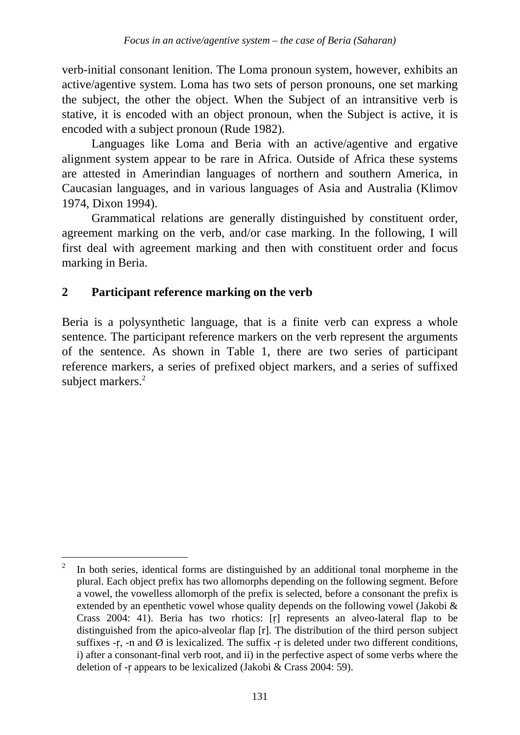verb-initial consonant lenition. The Loma pronoun system, however, exhibits an active/agentive system. Loma has two sets of person pronouns, one set marking the subject, the other the object. When the Subject of an intransitive verb is stative, it is encoded with an object pronoun, when the Subject is active, it is encoded with a subject pronoun (Rude 1982).

Languages like Loma and Beria with an active/agentive and ergative alignment system appear to be rare in Africa. Outside of Africa these systems are attested in Amerindian languages of northern and southern America, in Caucasian languages, and in various languages of Asia and Australia (Klimov 1974, Dixon 1994).

Grammatical relations are generally distinguished by constituent order, agreement marking on the verb, and/or case marking. In the following, I will first deal with agreement marking and then with constituent order and focus marking in Beria.

## 2 Participant reference marking on the verb

Beria is a polysynthetic language, that is a finite verb can express a whole sentence. The participant reference markers on the verb represent the arguments of the sentence. As shown in Table 1, there are two series of participant reference markers, a series of prefixed object markers, and a series of suffixed subject markers.[2]

---

[2] In both series, identical forms are distinguished by an additional tonal morpheme in the plural. Each object prefix has two allomorphs depending on the following segment. Before a vowel, the vowelless allomorph of the prefix is selected, before a consonant the prefix is extended by an epenthetic vowel whose quality depends on the following vowel (Jakobi & Crass 2004: 41). Beria has two rhotics: [ṛ] represents an alveo-lateral flap to be distinguished from the apico-alveolar flap [r]. The distribution of the third person subject suffixes -ṛ, -n and Ø is lexicalized. The suffix -ṛ is deleted under two different conditions, i) after a consonant-final verb root, and ii) in the perfective aspect of some verbs where the deletion of -ṛ appears to be lexicalized (Jakobi & Crass 2004: 59).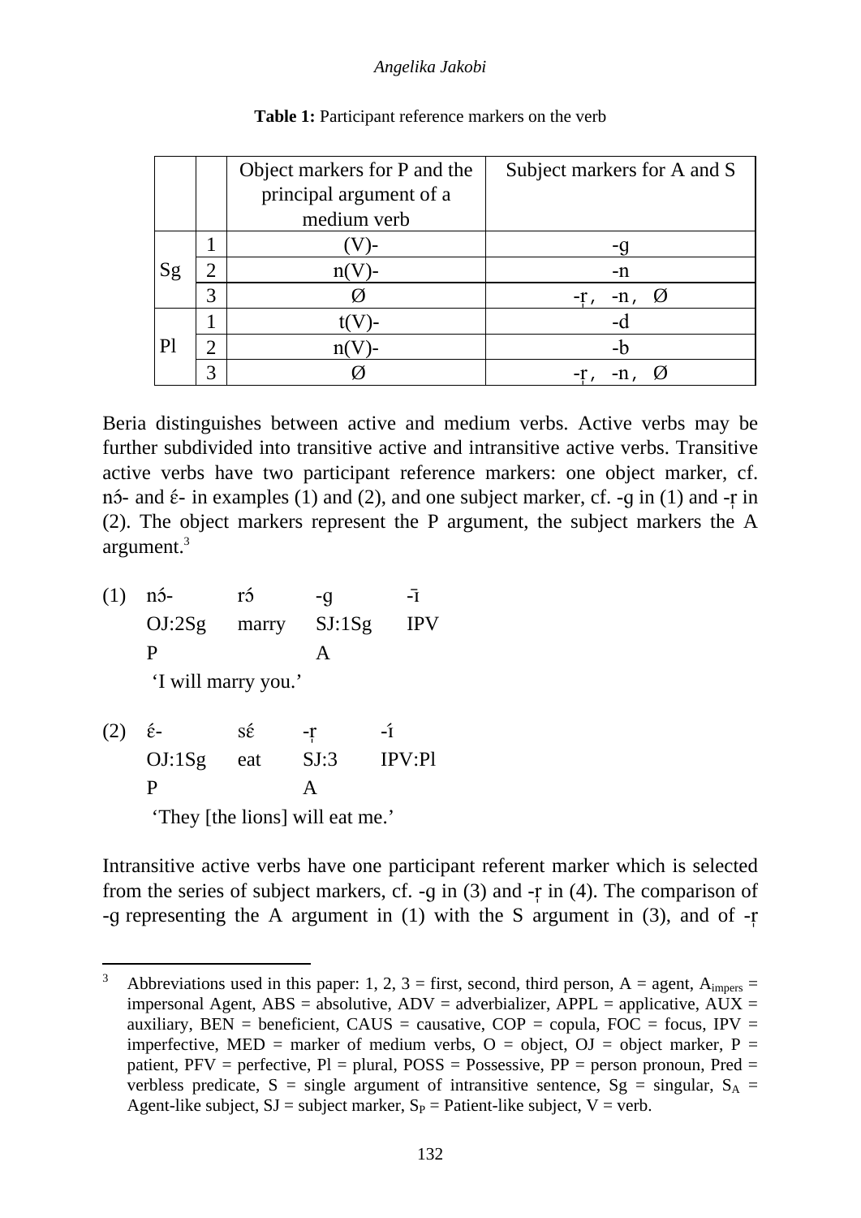**Table 1:** Participant reference markers on the verb

| | | Object markers for P and the principal argument of a medium verb | Subject markers for A and S |
|---|---|---|---|
| Sg | 1 | (V)- | -g |
| | 2 | n(V)- | -n |
| | 3 | Ø | -r̥ , -n , Ø |
| Pl | 1 | t(V)- | -d |
| | 2 | n(V)- | -b |
| | 3 | Ø | -r̥ , -n , Ø |

Beria distinguishes between active and medium verbs. Active verbs may be further subdivided into transitive active and intransitive active verbs. Transitive active verbs have two participant reference markers: one object marker, cf. nɔ́- and ɛ́- in examples (1) and (2), and one subject marker, cf. -g in (1) and -r̥ in (2). The object markers represent the P argument, the subject markers the A argument.[3]

(1) nɔ́- rɔ́ -g -ī
OJ:2Sg marry SJ:1Sg IPV
P A
'I will marry you.'

(2) ɛ́- sɛ́ -r̥ -í
OJ:1Sg eat SJ:3 IPV:Pl
P A
'They [the lions] will eat me.'

Intransitive active verbs have one participant referent marker which is selected from the series of subject markers, cf. -g in (3) and -r̥ in (4). The comparison of -g representing the A argument in (1) with the S argument in (3), and of -r̥

---

[3] Abbreviations used in this paper: 1, 2, 3 = first, second, third person, A = agent, $A_{impers}$ = impersonal Agent, ABS = absolutive, ADV = adverbializer, APPL = applicative, AUX = auxiliary, BEN = beneficient, CAUS = causative, COP = copula, FOC = focus, IPV = imperfective, MED = marker of medium verbs, O = object, OJ = object marker, P = patient, PFV = perfective, Pl = plural, POSS = Possessive, PP = person pronoun, Pred = verbless predicate, S = single argument of intransitive sentence, Sg = singular, $S_A$ = Agent-like subject, SJ = subject marker, $S_P$ = Patient-like subject, V = verb.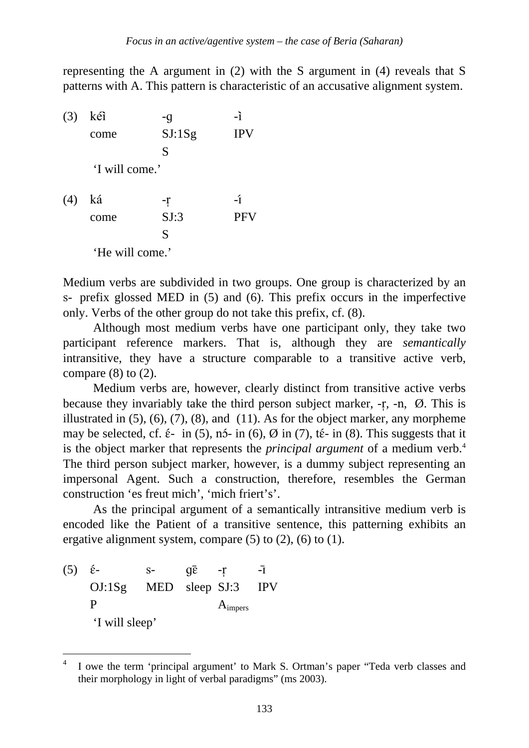representing the A argument in (2) with the S argument in (4) reveals that S patterns with A. This pattern is characteristic of an accusative alignment system.

| (3) | kɛ́ì | -g | -ì |
|---|---|---|---|
| | come | SJ:1Sg | IPV |
| | | S | |
| | 'I will come.' | | |

| (4) | ká | -ṛ | -í |
|---|---|---|---|
| | come | SJ:3 | PFV |
| | | S | |
| | 'He will come.' | | |

Medium verbs are subdivided in two groups. One group is characterized by an s- prefix glossed MED in (5) and (6). This prefix occurs in the imperfective only. Verbs of the other group do not take this prefix, cf. (8).

Although most medium verbs have one participant only, they take two participant reference markers. That is, although they are *semantically* intransitive, they have a structure comparable to a transitive active verb, compare (8) to (2).

Medium verbs are, however, clearly distinct from transitive active verbs because they invariably take the third person subject marker, -ṛ, -n, Ø. This is illustrated in (5), (6), (7), (8), and (11). As for the object marker, any morpheme may be selected, cf. ɛ́- in (5), nɔ́- in (6), Ø in (7), tɛ́- in (8). This suggests that it is the object marker that represents the *principal argument* of a medium verb.[4] The third person subject marker, however, is a dummy subject representing an impersonal Agent. Such a construction, therefore, resembles the German construction 'es freut mich', 'mich friert's'.

As the principal argument of a semantically intransitive medium verb is encoded like the Patient of a transitive sentence, this patterning exhibits an ergative alignment system, compare (5) to (2), (6) to (1).

| (5) | ɛ́- | s- | gɛ̄ | -ṛ | -ī |
|---|---|---|---|---|---|
| | OJ:1Sg | MED | sleep | SJ:3 | IPV |
| | P | | | $A_{impers}$ | |
| | 'I will sleep' | | | | |

---

[4] I owe the term 'principal argument' to Mark S. Ortman's paper "Teda verb classes and their morphology in light of verbal paradigms" (ms 2003).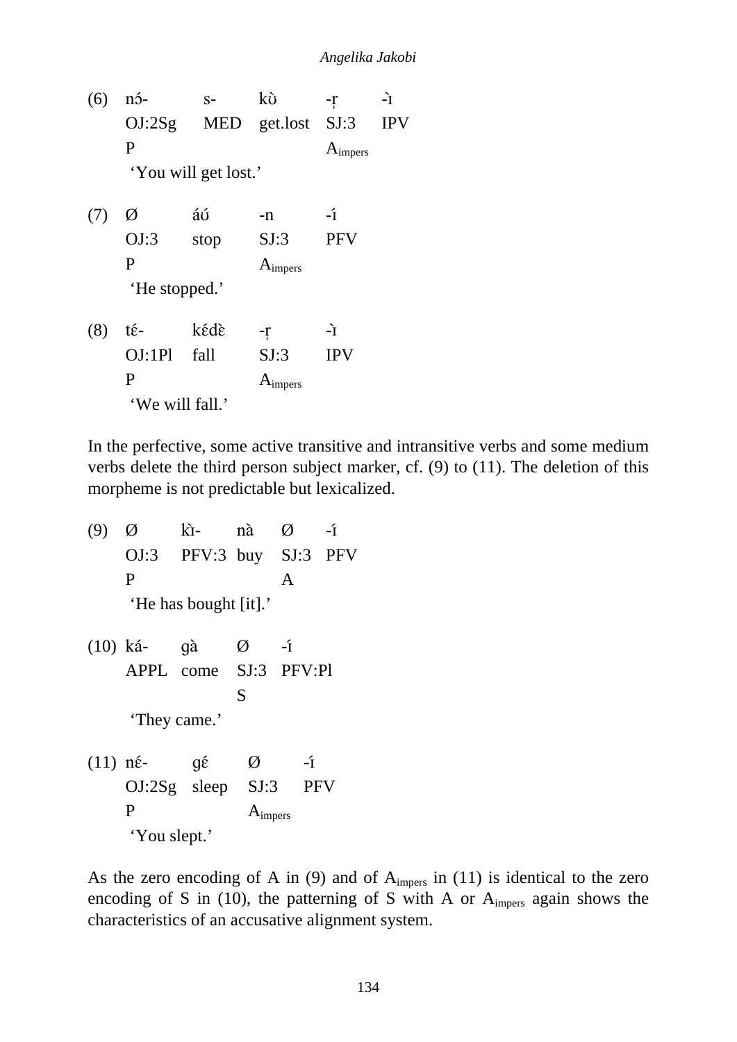(6)

| nɔ́- | s- | kʊ̀ | -r̩ | -ɪ̀ |
|---|---|---|---|---|
| OJ:2Sg P | MED | get.lost | SJ:3 $A_{impers}$ | IPV |

'You will get lost.'

(7)

| Ø | áʊ́ | -n | -í |
|---|---|---|---|
| OJ:3 P | stop | SJ:3 $A_{impers}$ | PFV |

'He stopped.'

(8)

| tɛ́- | kɛ́dɛ̀ | -r̩ | -ɪ̀ |
|---|---|---|---|
| OJ:1Pl P | fall | SJ:3 $A_{impers}$ | IPV |

'We will fall.'

In the perfective, some active transitive and intransitive verbs and some medium verbs delete the third person subject marker, cf. (9) to (11). The deletion of this morpheme is not predictable but lexicalized.

(9)

| Ø | kɪ̀- | nà | Ø | -í |
|---|---|---|---|---|
| OJ:3 P | PFV:3 | buy | SJ:3 A | PFV |

'He has bought [it].'

(10)

| ká- | gà | Ø | -í |
|---|---|---|---|
| APPL | come | SJ:3 S | PFV:Pl |

'They came.'

(11)

| nɛ́- | gɛ́ | Ø | -í |
|---|---|---|---|
| OJ:2Sg P | sleep | SJ:3 $A_{impers}$ | PFV |

'You slept.'

As the zero encoding of A in (9) and of $A_{impers}$ in (11) is identical to the zero encoding of S in (10), the patterning of S with A or $A_{impers}$ again shows the characteristics of an accusative alignment system.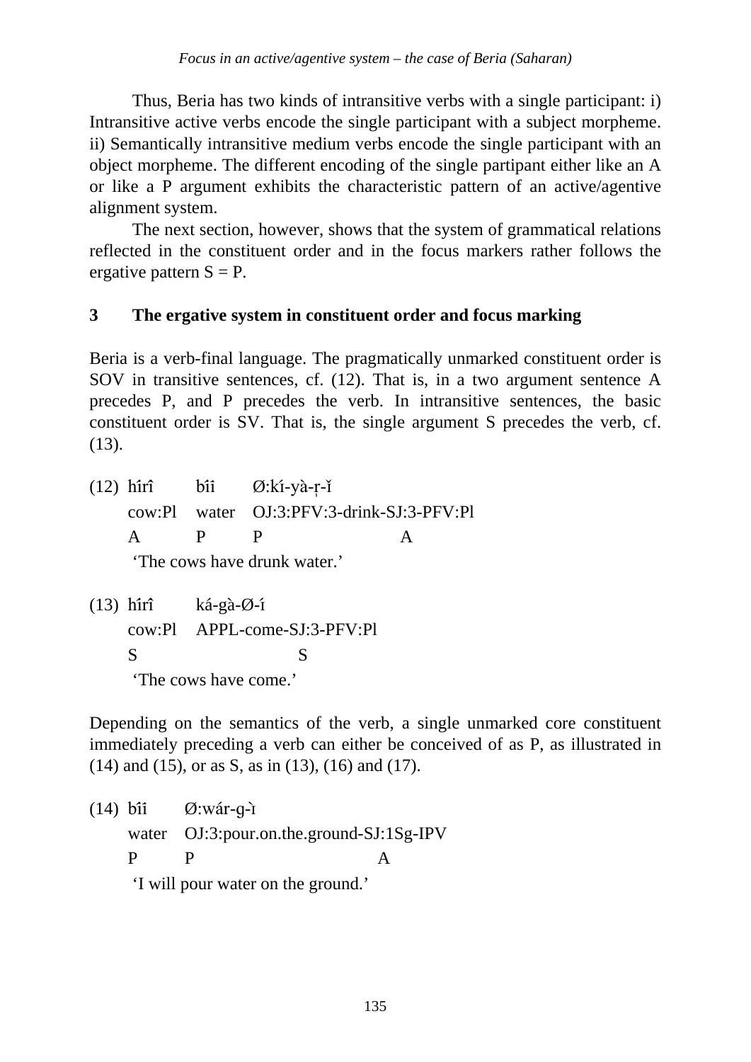Thus, Beria has two kinds of intransitive verbs with a single participant: i) Intransitive active verbs encode the single participant with a subject morpheme. ii) Semantically intransitive medium verbs encode the single participant with an object morpheme. The different encoding of the single partipant either like an A or like a P argument exhibits the characteristic pattern of an active/agentive alignment system.

The next section, however, shows that the system of grammatical relations reflected in the constituent order and in the focus markers rather follows the ergative pattern S = P.

## 3 The ergative system in constituent order and focus marking

Beria is a verb-final language. The pragmatically unmarked constituent order is SOV in transitive sentences, cf. (12). That is, in a two argument sentence A precedes P, and P precedes the verb. In intransitive sentences, the basic constituent order is SV. That is, the single argument S precedes the verb, cf. (13).

(12) hɪ́rɪ̂ bíì Ø:kɪ́-yà-ṛ-ǐ
cow:Pl water OJ:3:PFV:3-drink-SJ:3-PFV:Pl
A P P A
'The cows have drunk water.'

(13) hɪ́rɪ̂ ká-gà-Ø-ɪ́
cow:Pl APPL-come-SJ:3-PFV:Pl
S S
'The cows have come.'

Depending on the semantics of the verb, a single unmarked core constituent immediately preceding a verb can either be conceived of as P, as illustrated in (14) and (15), or as S, as in (13), (16) and (17).

(14) bîi Ø:wár-g-ɪ̀
water OJ:3:pour.on.the.ground-SJ:1Sg-IPV
P P A
'I will pour water on the ground.'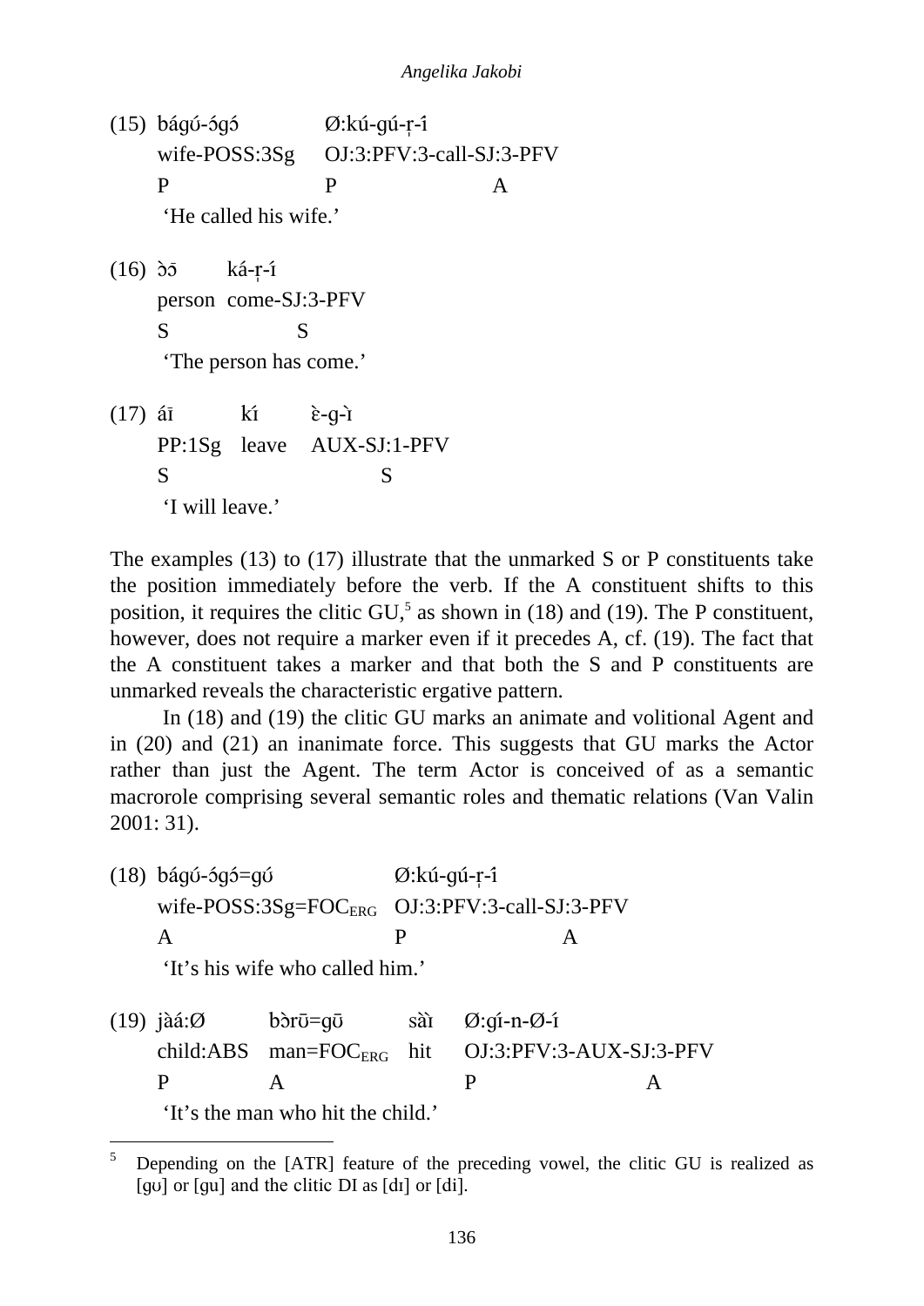(15) bágʊ́-ɔ́gɔ́ Ø:kú-gú-ṛ-î
wife-POSS:3Sg OJ:3:PFV:3-call-SJ:3-PFV
P P A
'He called his wife.'

(16) ɔ̀ɔ̄ ká-ṛ-í
person come-SJ:3-PFV
S S
'The person has come.'

(17) áī kɪ́ ɛ̀-g-ɪ̀
PP:1Sg leave AUX-SJ:1-PFV
S S
'I will leave.'

The examples (13) to (17) illustrate that the unmarked S or P constituents take the position immediately before the verb. If the A constituent shifts to this position, it requires the clitic GU,[5] as shown in (18) and (19). The P constituent, however, does not require a marker even if it precedes A, cf. (19). The fact that the A constituent takes a marker and that both the S and P constituents are unmarked reveals the characteristic ergative pattern.

In (18) and (19) the clitic GU marks an animate and volitional Agent and in (20) and (21) an inanimate force. This suggests that GU marks the Actor rather than just the Agent. The term Actor is conceived of as a semantic macrorole comprising several semantic roles and thematic relations (Van Valin 2001: 31).

(18) bágʊ́-ɔ́gɔ́=gʊ́ Ø:kú-gú-ṛ-î
wife-POSS:3Sg=$\text{FOC}_{\text{ERG}}$ OJ:3:PFV:3-call-SJ:3-PFV
A P A
'It's his wife who called him.'

(19) jàá:Ø bɔ̀rʊ̄=gʊ̄ sàɪ̀ Ø:gɪ́-n-Ø-ɪ́
child:ABS man=$\text{FOC}_{\text{ERG}}$ hit OJ:3:PFV:3-AUX-SJ:3-PFV
P A P A
'It's the man who hit the child.'

---

[5] Depending on the [ATR] feature of the preceding vowel, the clitic GU is realized as [gʊ] or [gu] and the clitic DI as [dɪ] or [di].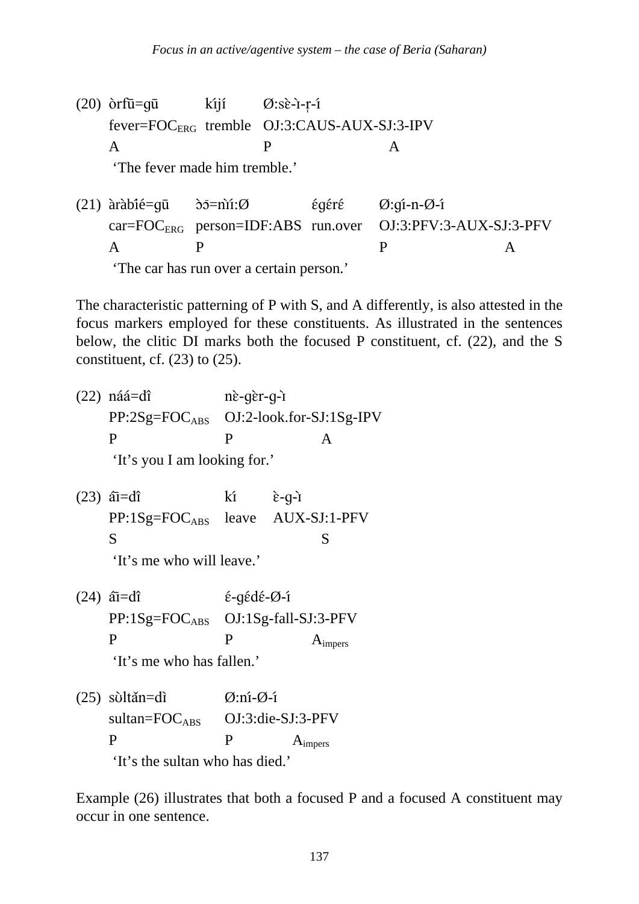(20) òrfũ=gū kíjí Ø:sɛ̀-ɪ̀-ṛ-í
fever=FOC$_{ERG}$ tremble OJ:3:CAUS-AUX-SJ:3-IPV
A P A
'The fever made him tremble.'

(21) àràbîé=gū ɔ̄ɔ̄=nɪ̀í:Ø ɛ́gɛ́rɛ́ Ø:gí-n-Ø-í
car=FOC$_{ERG}$ person=IDF:ABS run.over OJ:3:PFV:3-AUX-SJ:3-PFV
A P P A
'The car has run over a certain person.'

The characteristic patterning of P with S, and A differently, is also attested in the focus markers employed for these constituents. As illustrated in the sentences below, the clitic DI marks both the focused P constituent, cf. (22), and the S constituent, cf. (23) to (25).

(22) náá=dî nɛ̀-gɛ̀r-g-ɪ̀
PP:2Sg=FOC$_{ABS}$ OJ:2-look.for-SJ:1Sg-IPV
P P A
'It's you I am looking for.'

(23) ã̄ī=dî kí ɛ̀-g-ɪ̀
PP:1Sg=FOC$_{ABS}$ leave AUX-SJ:1-PFV
S S
'It's me who will leave.'

(24) ã̄ī=dî ɛ́-gɛ́dɛ́-Ø-í
PP:1Sg=FOC$_{ABS}$ OJ:1Sg-fall-SJ:3-PFV
P P A$_{impers}$
'It's me who has fallen.'

(25) sʊ̀ltǎn=dì Ø:ní-Ø-í
sultan=FOC$_{ABS}$ OJ:3:die-SJ:3-PFV
P P A$_{impers}$
'It's the sultan who has died.'

Example (26) illustrates that both a focused P and a focused A constituent may occur in one sentence.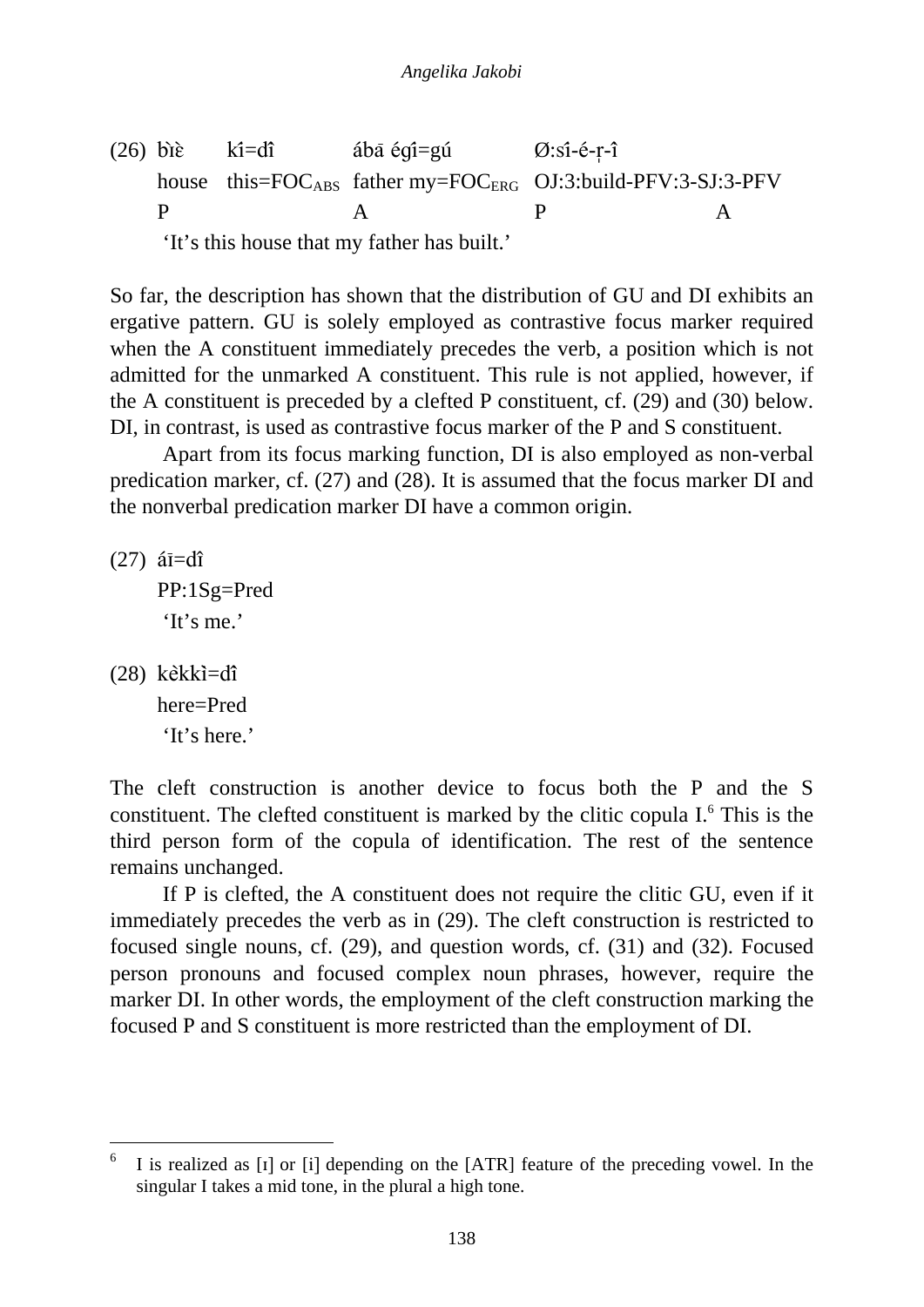(26) bɪ̀ɛ̀ kɪ́=dɪ̂ ábā égî=gú Ø:sî-é-ṛ-î
house this=FOC$_{ABS}$ father my=FOC$_{ERG}$ OJ:3:build-PFV:3-SJ:3-PFV
P A P A
'It's this house that my father has built.'

So far, the description has shown that the distribution of GU and DI exhibits an ergative pattern. GU is solely employed as contrastive focus marker required when the A constituent immediately precedes the verb, a position which is not admitted for the unmarked A constituent. This rule is not applied, however, if the A constituent is preceded by a clefted P constituent, cf. (29) and (30) below. DI, in contrast, is used as contrastive focus marker of the P and S constituent.

Apart from its focus marking function, DI is also employed as non-verbal predication marker, cf. (27) and (28). It is assumed that the focus marker DI and the nonverbal predication marker DI have a common origin.

(27) áī=dî
PP:1Sg=Pred
'It's me.'

(28) kèkkì=dî
here=Pred
'It's here.'

The cleft construction is another device to focus both the P and the S constituent. The clefted constituent is marked by the clitic copula I.[6] This is the third person form of the copula of identification. The rest of the sentence remains unchanged.

If P is clefted, the A constituent does not require the clitic GU, even if it immediately precedes the verb as in (29). The cleft construction is restricted to focused single nouns, cf. (29), and question words, cf. (31) and (32). Focused person pronouns and focused complex noun phrases, however, require the marker DI. In other words, the employment of the cleft construction marking the focused P and S constituent is more restricted than the employment of DI.

---

[6] I is realized as [ɪ] or [i] depending on the [ATR] feature of the preceding vowel. In the singular I takes a mid tone, in the plural a high tone.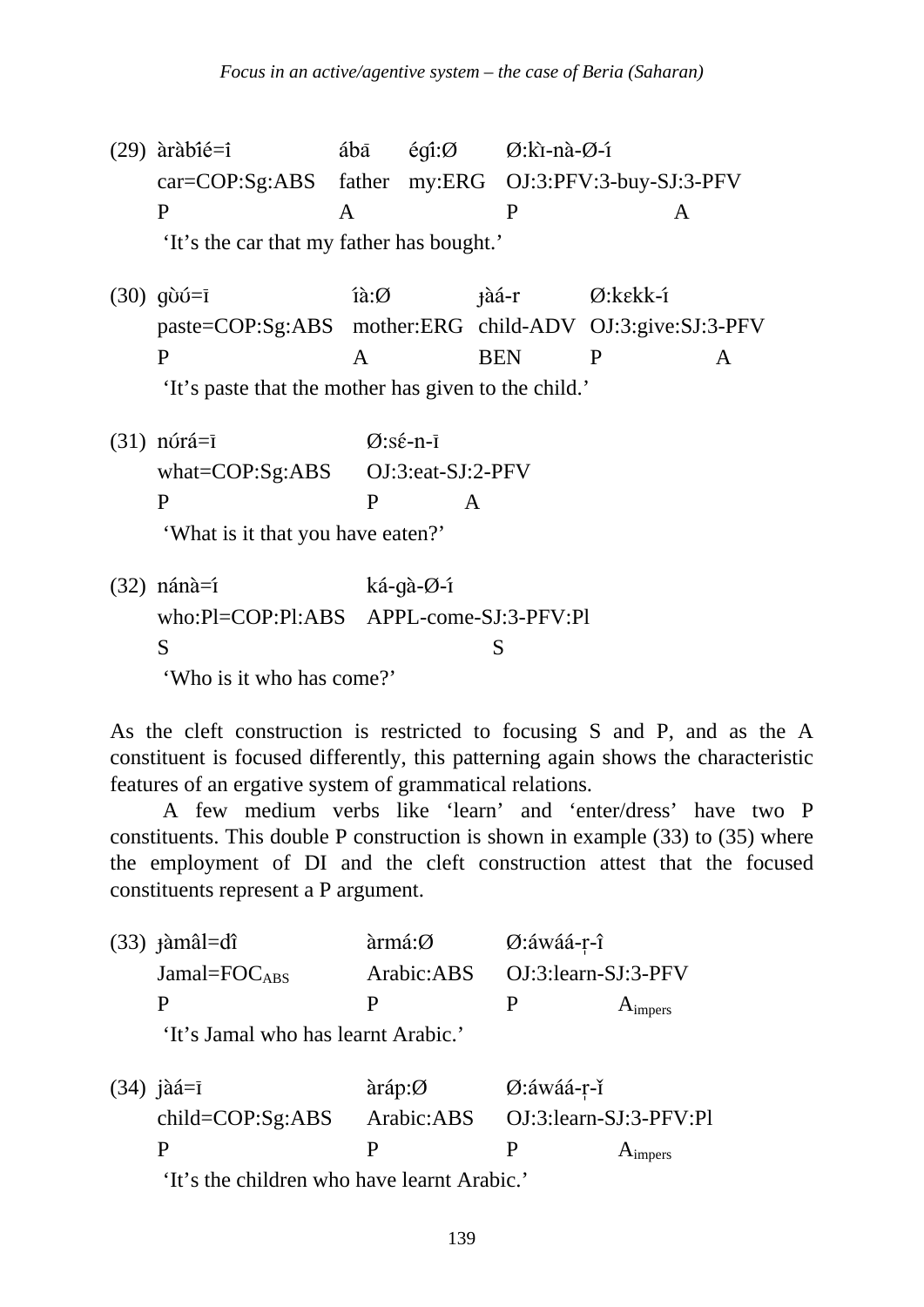(29) àràbîé=î ábā égî:Ø Ø:kɪ̀-nà-Ø-ɪ́
car=COP:Sg:ABS father my:ERG OJ:3:PFV:3-buy-SJ:3-PFV
P A P A
'It's the car that my father has bought.'

(30) gʊ̀ʊ́=ī íà:Ø ɟàá-r Ø:kɛkk-ɪ́
paste=COP:Sg:ABS mother:ERG child-ADV OJ:3:give:SJ:3-PFV
P A BEN P A
'It's paste that the mother has given to the child.'

(31) nʊ́rá=ī Ø:sɛ́-n-ī
what=COP:Sg:ABS OJ:3:eat-SJ:2-PFV
P P A
'What is it that you have eaten?'

(32) nánà=ɪ́ ká-gà-Ø-ɪ́
who:Pl=COP:Pl:ABS APPL-come-SJ:3-PFV:Pl
S S
'Who is it who has come?'

As the cleft construction is restricted to focusing S and P, and as the A constituent is focused differently, this patterning again shows the characteristic features of an ergative system of grammatical relations.

A few medium verbs like 'learn' and 'enter/dress' have two P constituents. This double P construction is shown in example (33) to (35) where the employment of DI and the cleft construction attest that the focused constituents represent a P argument.

(33) ɟàmâl=dî àrmá:Ø Ø:áwáá-ṛ-î
Jamal=FOC$_{ABS}$ Arabic:ABS OJ:3:learn-SJ:3-PFV
P P P A$_{impers}$
'It's Jamal who has learnt Arabic.'

(34) jàá=ī àráp:Ø Ø:áwáá-ṛ-ǐ
child=COP:Sg:ABS Arabic:ABS OJ:3:learn-SJ:3-PFV:Pl
P P P A$_{impers}$
'It's the children who have learnt Arabic.'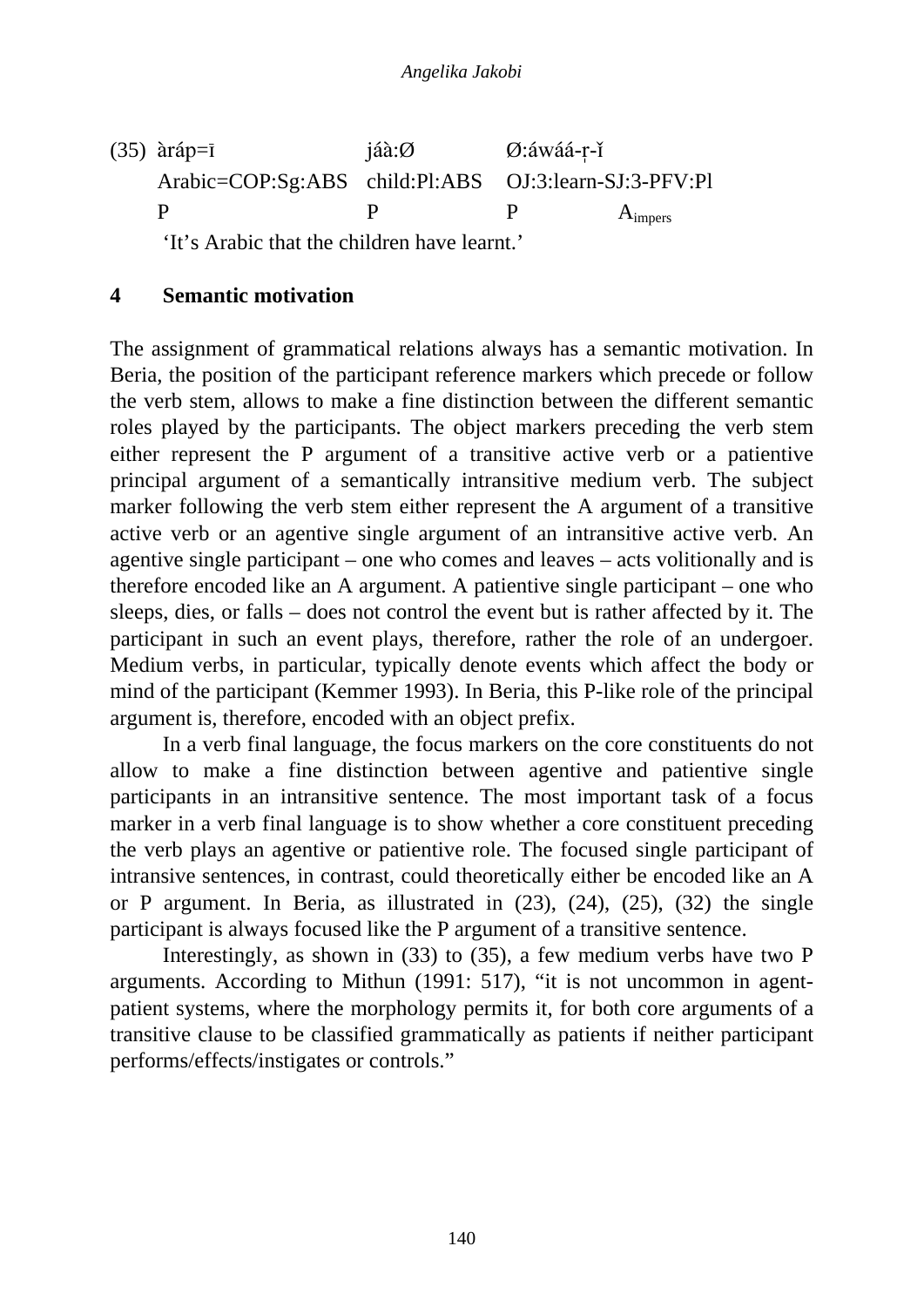(35) àráp=ī jáà:Ø Ø:áwáá-ṛ-ǐ
Arabic=COP:Sg:ABS child:Pl:ABS OJ:3:learn-SJ:3-PFV:Pl
P P P $A_{impers}$
'It's Arabic that the children have learnt.'

| (35) | àráp=ī | jáà:Ø | Ø:áwáá-ṛ-ǐ | |
|---|---|---|---|---|
| | Arabic=COP:Sg:ABS | child:Pl:ABS | OJ:3:learn-SJ:3-PFV:Pl | |
| | P | P | P | $A_{impers}$ |

'It's Arabic that the children have learnt.'

## 4 Semantic motivation

The assignment of grammatical relations always has a semantic motivation. In Beria, the position of the participant reference markers which precede or follow the verb stem, allows to make a fine distinction between the different semantic roles played by the participants. The object markers preceding the verb stem either represent the P argument of a transitive active verb or a patientive principal argument of a semantically intransitive medium verb. The subject marker following the verb stem either represent the A argument of a transitive active verb or an agentive single argument of an intransitive active verb. An agentive single participant – one who comes and leaves – acts volitionally and is therefore encoded like an A argument. A patientive single participant – one who sleeps, dies, or falls – does not control the event but is rather affected by it. The participant in such an event plays, therefore, rather the role of an undergoer. Medium verbs, in particular, typically denote events which affect the body or mind of the participant (Kemmer 1993). In Beria, this P-like role of the principal argument is, therefore, encoded with an object prefix.

In a verb final language, the focus markers on the core constituents do not allow to make a fine distinction between agentive and patientive single participants in an intransitive sentence. The most important task of a focus marker in a verb final language is to show whether a core constituent preceding the verb plays an agentive or patientive role. The focused single participant of intransive sentences, in contrast, could theoretically either be encoded like an A or P argument. In Beria, as illustrated in (23), (24), (25), (32) the single participant is always focused like the P argument of a transitive sentence.

Interestingly, as shown in (33) to (35), a few medium verbs have two P arguments. According to Mithun (1991: 517), "it is not uncommon in agent-patient systems, where the morphology permits it, for both core arguments of a transitive clause to be classified grammatically as patients if neither participant performs/effects/instigates or controls."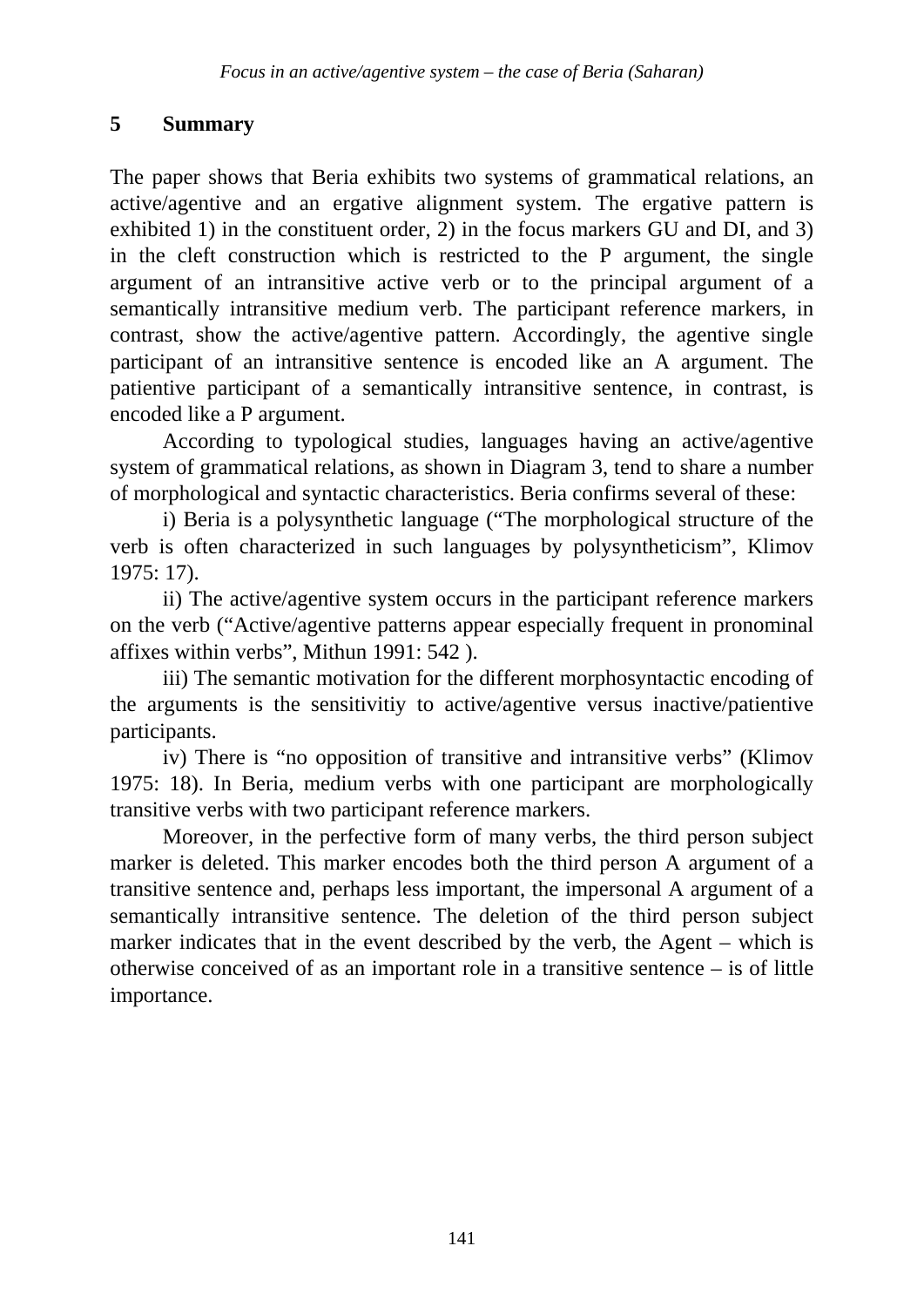## 5 Summary

The paper shows that Beria exhibits two systems of grammatical relations, an active/agentive and an ergative alignment system. The ergative pattern is exhibited 1) in the constituent order, 2) in the focus markers GU and DI, and 3) in the cleft construction which is restricted to the P argument, the single argument of an intransitive active verb or to the principal argument of a semantically intransitive medium verb. The participant reference markers, in contrast, show the active/agentive pattern. Accordingly, the agentive single participant of an intransitive sentence is encoded like an A argument. The patientive participant of a semantically intransitive sentence, in contrast, is encoded like a P argument.

According to typological studies, languages having an active/agentive system of grammatical relations, as shown in Diagram 3, tend to share a number of morphological and syntactic characteristics. Beria confirms several of these:

i) Beria is a polysynthetic language ("The morphological structure of the verb is often characterized in such languages by polysyntheticism", Klimov 1975: 17).

ii) The active/agentive system occurs in the participant reference markers on the verb ("Active/agentive patterns appear especially frequent in pronominal affixes within verbs", Mithun 1991: 542 ).

iii) The semantic motivation for the different morphosyntactic encoding of the arguments is the sensitivitiy to active/agentive versus inactive/patientive participants.

iv) There is "no opposition of transitive and intransitive verbs" (Klimov 1975: 18). In Beria, medium verbs with one participant are morphologically transitive verbs with two participant reference markers.

Moreover, in the perfective form of many verbs, the third person subject marker is deleted. This marker encodes both the third person A argument of a transitive sentence and, perhaps less important, the impersonal A argument of a semantically intransitive sentence. The deletion of the third person subject marker indicates that in the event described by the verb, the Agent – which is otherwise conceived of as an important role in a transitive sentence – is of little importance.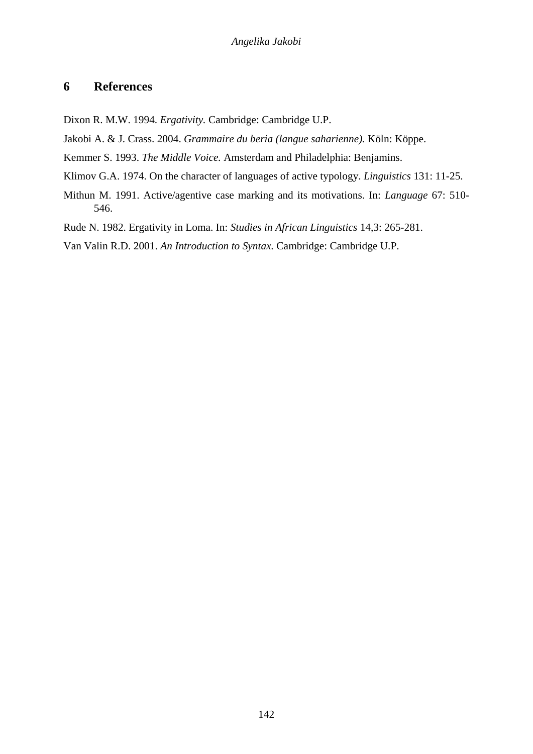## 6 References

Dixon R. M.W. 1994. *Ergativity.* Cambridge: Cambridge U.P.

Jakobi A. & J. Crass. 2004. *Grammaire du beria (langue saharienne).* Köln: Köppe.

Kemmer S. 1993. *The Middle Voice.* Amsterdam and Philadelphia: Benjamins.

Klimov G.A. 1974. On the character of languages of active typology. *Linguistics* 131: 11-25.

Mithun M. 1991. Active/agentive case marking and its motivations. In: *Language* 67: 510-546.

Rude N. 1982. Ergativity in Loma. In: *Studies in African Linguistics* 14,3: 265-281.

Van Valin R.D. 2001. *An Introduction to Syntax.* Cambridge: Cambridge U.P.